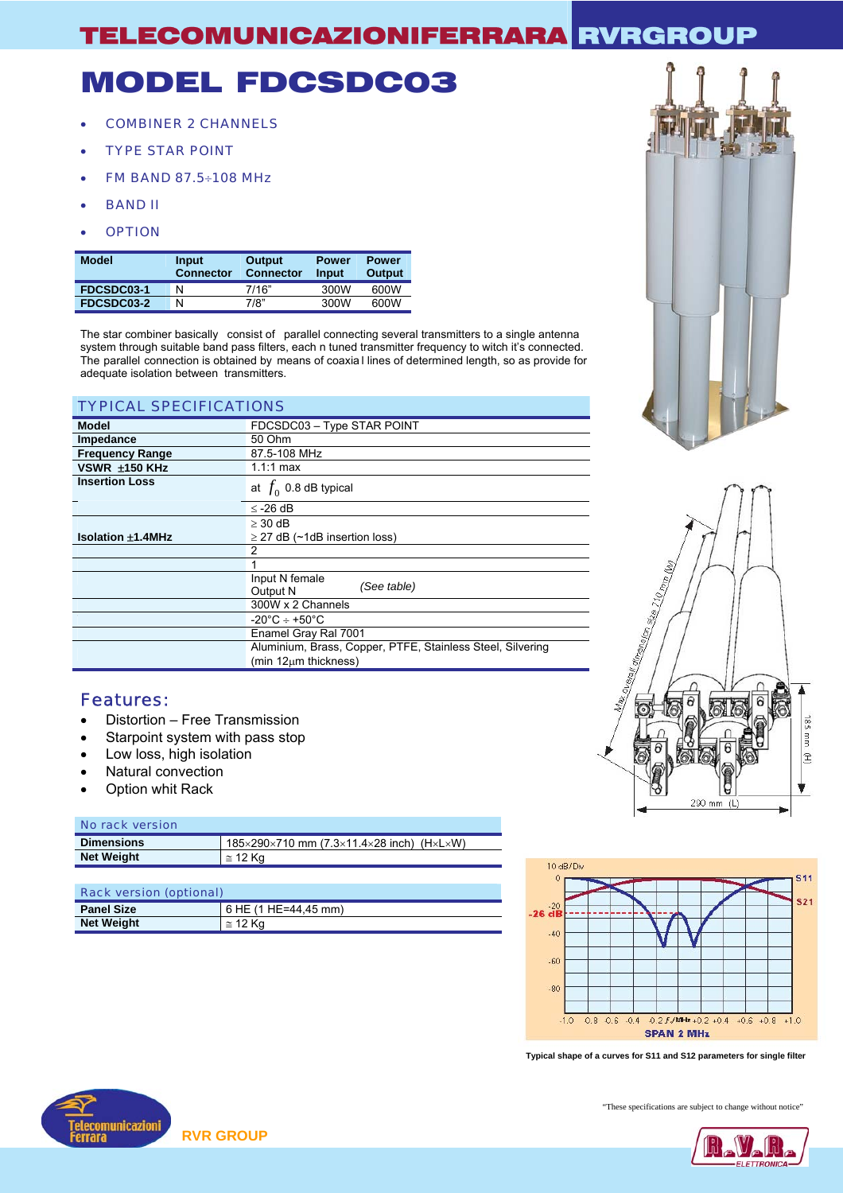# MODEL FDCSDC03

- COMBINER 2 CHANNELS
- TYPE STAR POINT
- FM BAND 87.5÷108 MHz
- BAND II
- OPTION

| Model | Input Connector | Output Connector | Power Input | Power Output |
|---|---|---|---|---|
| FDCSDC03-1 | N | 7/16" | 300W | 600W |
| FDCSDC03-2 | N | 7/8" | 300W | 600W |

The star combiner basically consist of parallel connecting several transmitters to a single antenna system through suitable band pass filters, each n tuned transmitter frequency to witch it's connected. The parallel connection is obtained by means of coaxial lines of determined length, so as provide for adequate isolation between transmitters.

## TYPICAL SPECIFICATIONS

| | |
|---|---|
| **Model** | FDCSDC03 – Type STAR POINT |
| **Impedance** | 50 Ohm |
| **Frequency Range** | 87.5-108 MHz |
| **VSWR ±150 KHz** | 1.1:1 max |
| **Insertion Loss** | at $f_0$ 0.8 dB typical |
| | ≤ -26 dB |
| **Isolation ±1.4MHz** | ≥ 30 dB<br>≥ 27 dB (~1dB insertion loss) |
| | 2 |
| | 1 |
| | Input N female<br>Output N *(See table)* |
| | 300W x 2 Channels |
| | -20°C ÷ +50°C |
| | Enamel Gray Ral 7001 |
| | Aluminium, Brass, Copper, PTFE, Stainless Steel, Silvering (min 12μm thickness) |

## Features:

- Distortion – Free Transmission
- Starpoint system with pass stop
- Low loss, high isolation
- Natural convection
- Option whit Rack

| No rack version | |
|---|---|
| **Dimensions** | 185×290×710 mm (7.3×11.4×28 inch) (H×L×W) |
| **Net Weight** | ≅ 12 Kg |

| Rack version (optional) | |
|---|---|
| **Panel Size** | 6 HE (1 HE=44,45 mm) |
| **Net Weight** | ≅ 12 Kg |

Max overall dimension size 710 mm (W)

185 mm (H)

290 mm (L)

10 dB/Div

S11

S21

-26 dB

SPAN 2 MHz

Typical shape of a curves for S11 and S12 parameters for single filter

"These specifications are subject to change without notice"

RVR GROUP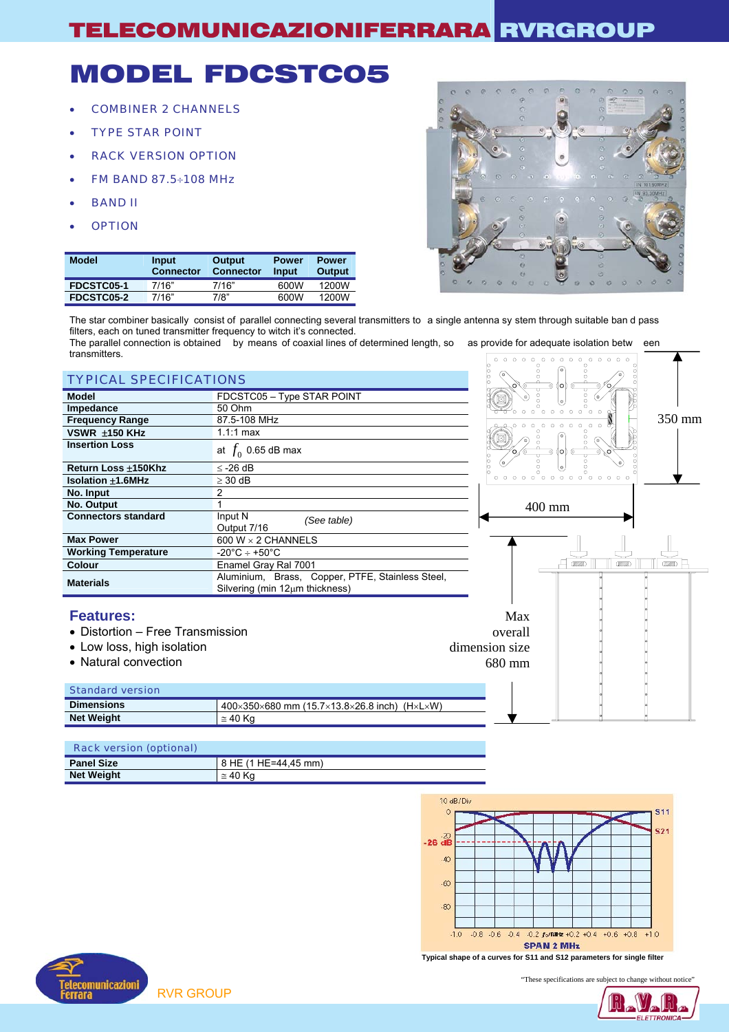// MODEL FDCSTC05

- COMBINER 2 CHANNELS
- TYPE STAR POINT
- RACK VERSION OPTION
- FM BAND 87.5÷108 MHz
- BAND II
- OPTION

| Model | Input Connector | Output Connector | Power Input | Power Output |
|---|---|---|---|---|
| FDCSTC05-1 | 7/16" | 7/16" | 600W | 1200W |
| FDCSTC05-2 | 7/16" | 7/8" | 600W | 1200W |

The star combiner basically consist of parallel connecting several transmitters to a single antenna sy stem through suitable ban d pass filters, each on tuned transmitter frequency to witch it's connected.
The parallel connection is obtained by means of coaxial lines of determined length, so as provide for adequate isolation betw een transmitters.

## TYPICAL SPECIFICATIONS

| Model | FDCSTC05 – Type STAR POINT |
|---|---|
| Impedance | 50 Ohm |
| Frequency Range | 87.5-108 MHz |
| VSWR ±150 KHz | 1.1:1 max |
| Insertion Loss | at $f_0$ 0.65 dB max |
| Return Loss ±150Khz | ≤ -26 dB |
| Isolation ±1.6MHz | ≥ 30 dB |
| No. Input | 2 |
| No. Output | 1 |
| Connectors standard | Input N<br>Output 7/16 *(See table)* |
| Max Power | 600 W × 2 CHANNELS |
| Working Temperature | -20°C ÷ +50°C |
| Colour | Enamel Gray Ral 7001 |
| Materials | Aluminium, Brass, Copper, PTFE, Stainless Steel, Silvering (min 12μm thickness) |

350 mm

400 mm

Max overall dimension size 680 mm

## Features:

- Distortion – Free Transmission
- Low loss, high isolation
- Natural convection

| Standard version | |
|---|---|
| Dimensions | 400×350×680 mm (15.7×13.8×26.8 inch) (H×L×W) |
| Net Weight | ≅ 40 Kg |

| Rack version (optional) | |
|---|---|
| Panel Size | 8 HE (1 HE=44,45 mm) |
| Net Weight | ≅ 40 Kg |

Typical shape of a curves for S11 and S12 parameters for single filter

"These specifications are subject to change without notice"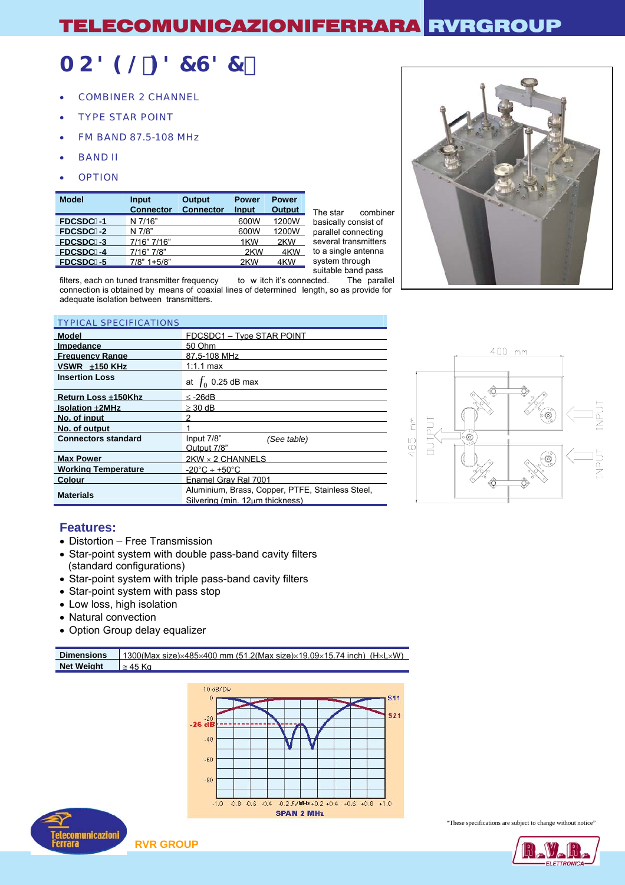# 02'(/)'&6'&

- COMBINER 2 CHANNEL
- TYPE STAR POINT
- FM BAND 87.5-108 MHz
- BAND II
- OPTION

| Model | Input Connector | Output Connector | Power Input | Power Output |
|---|---|---|---|---|
| FDCSDC-1 | N 7/16" | | 600W | 1200W |
| FDCSDC-2 | N 7/8" | | 600W | 1200W |
| FDCSDC-3 | 7/16" 7/16" | | 1KW | 2KW |
| FDCSDC-4 | 7/16" 7/8" | | 2KW | 4KW |
| FDCSDC-5 | 7/8" 1+5/8" | | 2KW | 4KW |

The star combiner basically consist of parallel connecting several transmitters to a single antenna system through suitable band pass filters, each on tuned transmitter frequency to w itch it's connected. The parallel connection is obtained by means of coaxial lines of determined length, so as provide for adequate isolation between transmitters.

## TYPICAL SPECIFICATIONS

| Model | FDCSDC1 – Type STAR POINT |
|---|---|
| Impedance | 50 Ohm |
| Frequency Range | 87.5-108 MHz |
| VSWR ±150 KHz | 1:1.1 max |
| Insertion Loss | at $f_0$ 0.25 dB max |
| Return Loss ±150Khz | ≤ -26dB |
| Isolation ±2MHz | ≥ 30 dB |
| No. of input | 2 |
| No. of output | 1 |
| Connectors standard | Input 7/8" Output 7/8" *(See table)* |
| Max Power | 2KW × 2 CHANNELS |
| Working Temperature | -20°C ÷ +50°C |
| Colour | Enamel Gray Ral 7001 |
| Materials | Aluminium, Brass, Copper, PTFE, Stainless Steel, Silvering (min. 12µm thickness) |

400 mm

485 mm

OUTPUT

INPUT

INPUT

## Features:

- Distortion – Free Transmission
- Star-point system with double pass-band cavity filters (standard configurations)
- Star-point system with triple pass-band cavity filters
- Star-point system with pass stop
- Low loss, high isolation
- Natural convection
- Option Group delay equalizer

| Dimensions | 1300(Max size)×485×400 mm (51.2(Max size)×19.09×15.74 inch) (H×L×W) |
|---|---|
| Net Weight | ≅ 45 Kg |

10 dB/Div

S11

S21

-26 dB

SPAN 2 MHz

"These specifications are subject to change without notice"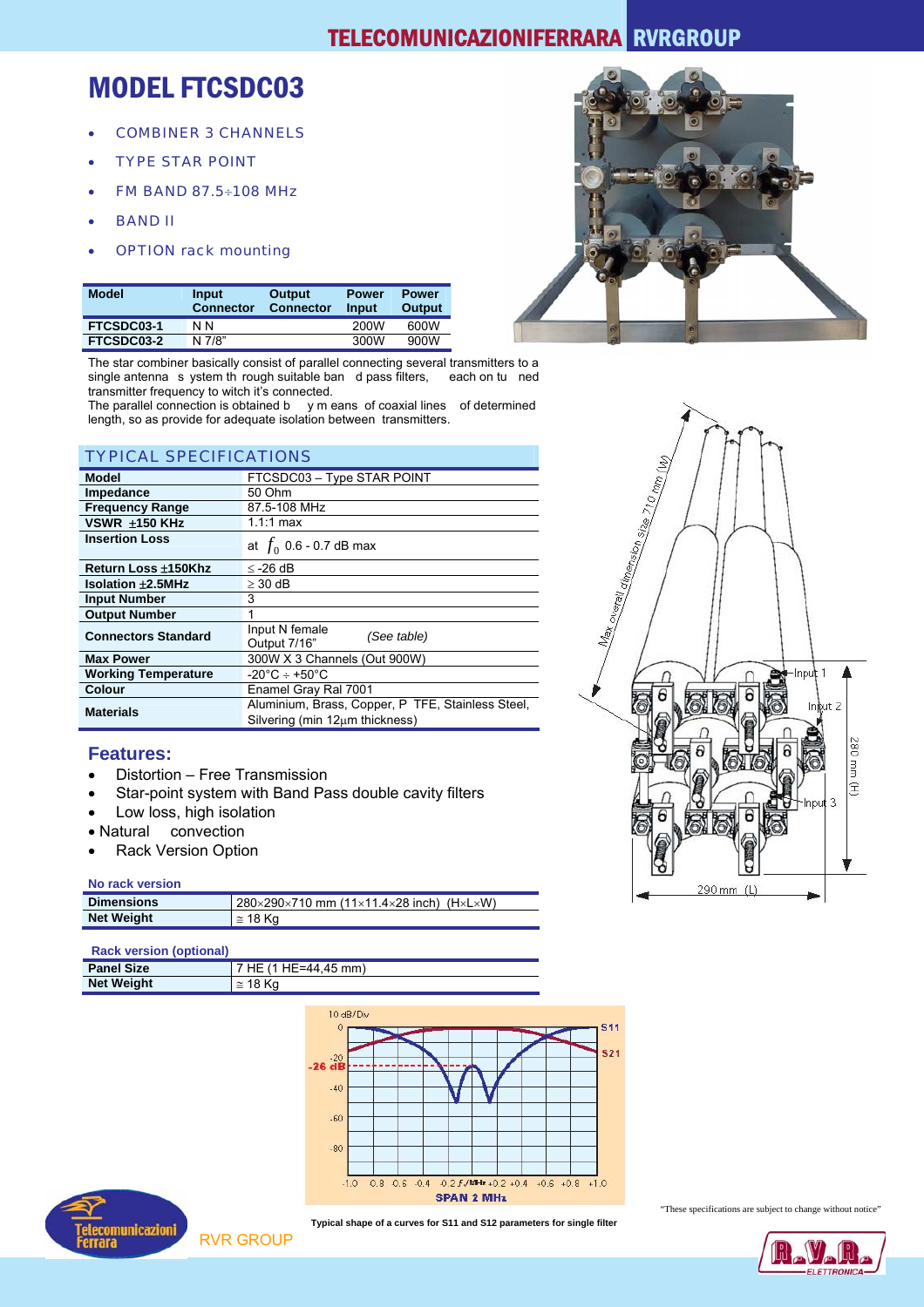# MODEL FTCSDC03

- COMBINER 3 CHANNELS
- TYPE STAR POINT
- FM BAND 87.5÷108 MHz
- BAND II
- OPTION rack mounting

| Model | Input Connector | Output Connector | Power Input | Power Output |
|---|---|---|---|---|
| FTCSDC03-1 | N N | | 200W | 600W |
| FTCSDC03-2 | N 7/8" | | 300W | 900W |

The star combiner basically consist of parallel connecting several transmitters to a single antenna s ystem th rough suitable ban d pass filters, each on tu ned transmitter frequency to witch it's connected.
The parallel connection is obtained b y m eans of coaxial lines of determined length, so as provide for adequate isolation between transmitters.

## TYPICAL SPECIFICATIONS

| Model | FTCSDC03 – Type STAR POINT |
|---|---|
| Impedance | 50 Ohm |
| Frequency Range | 87.5-108 MHz |
| VSWR ±150 KHz | 1.1:1 max |
| Insertion Loss | at $f_0$ 0.6 - 0.7 dB max |
| Return Loss ±150Khz | ≤ -26 dB |
| Isolation ±2.5MHz | ≥ 30 dB |
| Input Number | 3 |
| Output Number | 1 |
| Connectors Standard | Input N female Output 7/16" *(See table)* |
| Max Power | 300W X 3 Channels (Out 900W) |
| Working Temperature | -20°C ÷ +50°C |
| Colour | Enamel Gray Ral 7001 |
| Materials | Aluminium, Brass, Copper, P TFE, Stainless Steel, Silvering (min 12µm thickness) |

## Features:

- Distortion – Free Transmission
- Star-point system with Band Pass double cavity filters
- Low loss, high isolation
- Natural convection
- Rack Version Option

**No rack version**

| Dimensions | 280×290×710 mm (11×11.4×28 inch) (H×L×W) |
|---|---|
| Net Weight | ≅ 18 Kg |

**Rack version (optional)**

| Panel Size | 7 HE (1 HE=44,45 mm) |
|---|---|
| Net Weight | ≅ 18 Kg |

**Typical shape of a curves for S11 and S12 parameters for single filter**

"These specifications are subject to change without notice"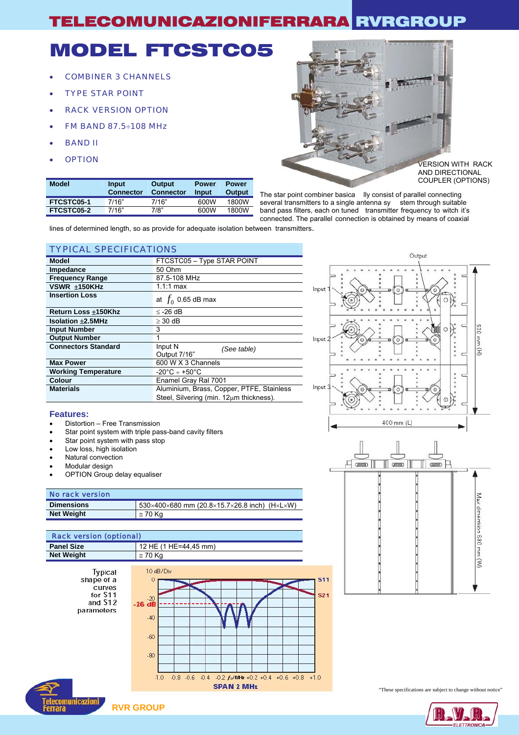# MODEL FTCSTC05

- COMBINER 3 CHANNELS
- TYPE STAR POINT
- RACK VERSION OPTION
- FM BAND 87.5÷108 MHz
- BAND II
- OPTION

| Model | Input Connector | Output Connector | Power Input | Power Output |
|---|---|---|---|---|
| FTCSTC05-1 | 7/16" | 7/16" | 600W | 1800W |
| FTCSTC05-2 | 7/16" | 7/8" | 600W | 1800W |

VERSION WITH RACK AND DIRECTIONAL COUPLER (OPTIONS)

The star point combiner basica lly consist of parallel connecting several transmitters to a single antenna sy stem through suitable band pass filters, each on tuned transmitter frequency to witch it's connected. The parallel connection is obtained by means of coaxial lines of determined length, so as provide for adequate isolation between transmitters.

## TYPICAL SPECIFICATIONS

| | |
|---|---|
| **Model** | FTCSTC05 – Type STAR POINT |
| **Impedance** | 50 Ohm |
| **Frequency Range** | 87.5-108 MHz |
| **VSWR ±150KHz** | 1.1:1 max |
| **Insertion Loss** | at $f_0$ 0.65 dB max |
| **Return Loss ±150Khz** | ≤ -26 dB |
| **Isolation ±2.5MHz** | ≥ 30 dB |
| **Input Number** | 3 |
| **Output Number** | 1 |
| **Connectors Standard** | Input N / Output 7/16" *(See table)* |
| **Max Power** | 600 W X 3 Channels |
| **Working Temperature** | -20°C ÷ +50°C |
| **Colour** | Enamel Gray Ral 7001 |
| **Materials** | Aluminium, Brass, Copper, PTFE, Stainless Steel, Silvering (min. 12μm thickness). |

### Features:

- Distortion – Free Transmission
- Star point system with triple pass-band cavity filters
- Star point system with pass stop
- Low loss, high isolation
- Natural convection
- Modular design
- OPTION Group delay equaliser

## No rack version

| | |
|---|---|
| **Dimensions** | 530×400×680 mm (20.8×15.7×26.8 inch) (H×L×W) |
| **Net Weight** | ≅ 70 Kg |

## Rack version (optional)

| | |
|---|---|
| **Panel Size** | 12 HE (1 HE=44,45 mm) |
| **Net Weight** | ≅ 70 Kg |

Typical shape of a curves for S11 and S12 parameters

"These specifications are subject to change without notice"

RVR GROUP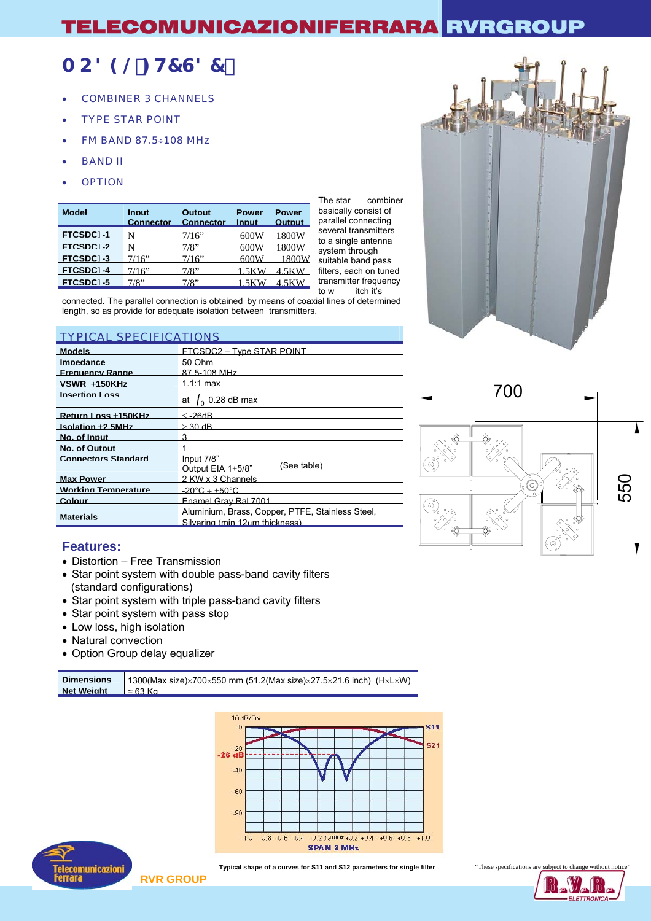# MODEL: FTCSDC2

- COMBINER 3 CHANNELS
- TYPE STAR POINT
- FM BAND 87.5÷108 MHz
- BAND II
- OPTION

| Model | Input Connector | Output Connector | Power Input | Power Output |
|---|---|---|---|---|
| FTCSDC -1 | N | 7/16" | 600W | 1800W |
| FTCSDC -2 | N | 7/8" | 600W | 1800W |
| FTCSDC -3 | 7/16" | 7/16" | 600W | 1800W |
| FTCSDC -4 | 7/16" | 7/8" | 1.5KW | 4.5KW |
| FTCSDC -5 | 7/8" | 7/8" | 1.5KW | 4.5KW |

The star combiner basically consist of parallel connecting several transmitters to a single antenna system through suitable band pass filters, each on tuned transmitter frequency to which it's connected. The parallel connection is obtained by means of coaxial lines of determined length, so as provide for adequate isolation between transmitters.

## TYPICAL SPECIFICATIONS

| | |
|---|---|
| Models | FTCSDC2 – Type STAR POINT |
| Impedance | 50 Ohm |
| Frequency Range | 87.5-108 MHz |
| VSWR ±150KHz | 1.1:1 max |
| Insertion Loss | at $f_0$ 0.28 dB max |
| Return Loss ±150KHz | < -26dB |
| Isolation ±2.5MHz | > 30 dB |
| No. of Input | 3 |
| No. of Output | 1 |
| Connectors Standard | Input 7/8" Output EIA 1+5/8" (See table) |
| Max Power | 2 KW x 3 Channels |
| Working Temperature | -20°C ÷ +50°C |
| Colour | Enamel Gray Ral 7001 |
| Materials | Aluminium, Brass, Copper, PTFE, Stainless Steel, Silvering (min 12µm thickness) |

700

550

### Features:

- Distortion – Free Transmission
- Star point system with double pass-band cavity filters (standard configurations)
- Star point system with triple pass-band cavity filters
- Star point system with pass stop
- Low loss, high isolation
- Natural convection
- Option Group delay equalizer

| | |
|---|---|
| Dimensions | 1300(Max size)×700×550 mm (51.2(Max size)×27.5×21.6 inch) (H×L×W) |
| Net Weight | ≅ 63 Kg |

Typical shape of a curves for S11 and S12 parameters for single filter

"These specifications are subject to change without notice"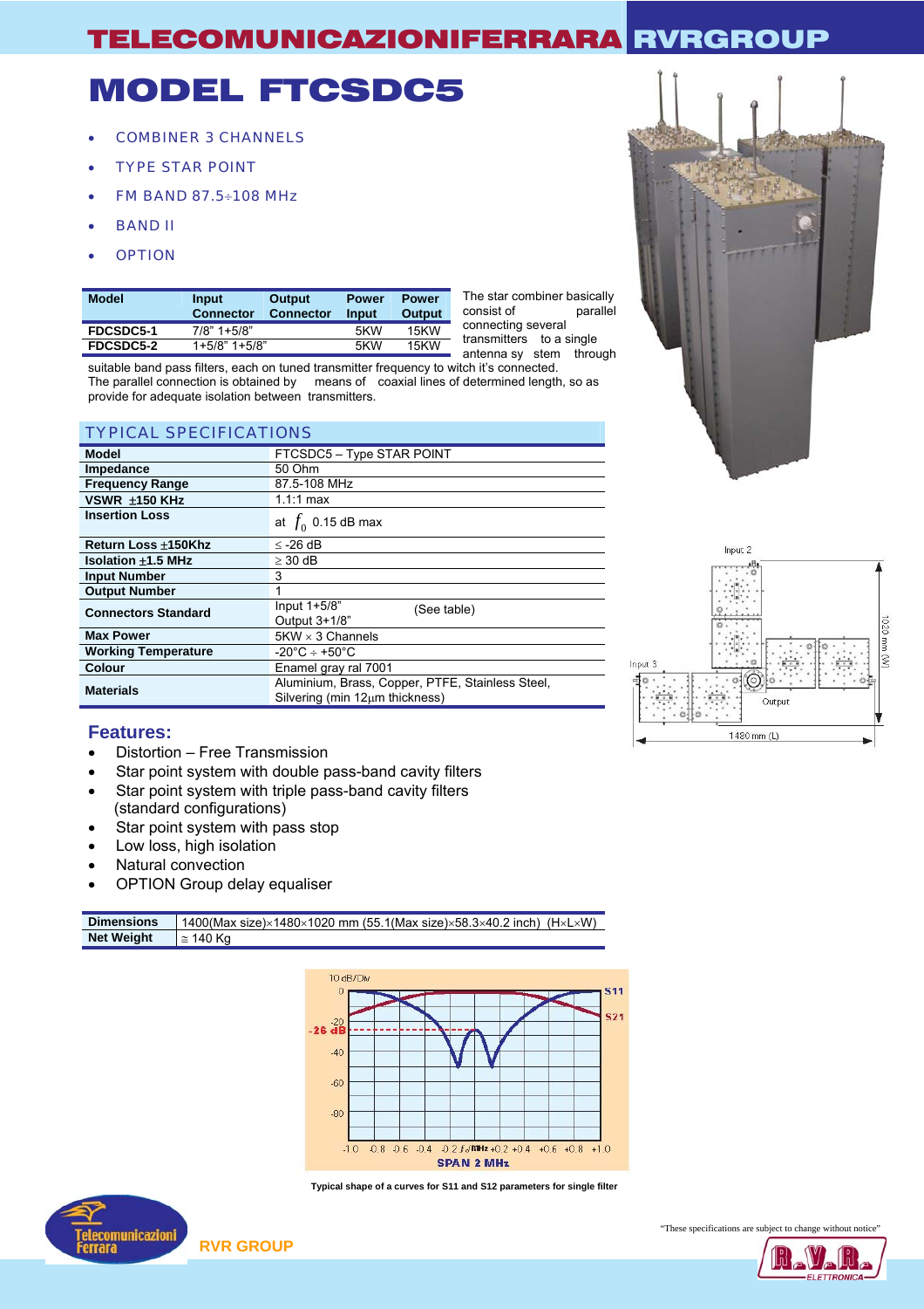# MODEL FTCSDC5

- COMBINER 3 CHANNELS
- TYPE STAR POINT
- FM BAND 87.5÷108 MHz
- BAND II
- OPTION

| Model | Input Connector | Output Connector | Power Input | Power Output |
|---|---|---|---|---|
| FDCSDC5-1 | 7/8" 1+5/8" | | 5KW | 15KW |
| FDCSDC5-2 | 1+5/8" 1+5/8" | | 5KW | 15KW |

The star combiner basically consist of parallel connecting several transmitters to a single antenna system through suitable band pass filters, each on tuned transmitter frequency to witch it's connected. The parallel connection is obtained by means of coaxial lines of determined length, so as provide for adequate isolation between transmitters.

## TYPICAL SPECIFICATIONS

| | |
|---|---|
| **Model** | FTCSDC5 – Type STAR POINT |
| **Impedance** | 50 Ohm |
| **Frequency Range** | 87.5-108 MHz |
| **VSWR ±150 KHz** | 1.1:1 max |
| **Insertion Loss** | at $f_0$ 0.15 dB max |
| **Return Loss ±150Khz** | ≤ -26 dB |
| **Isolation ±1.5 MHz** | ≥ 30 dB |
| **Input Number** | 3 |
| **Output Number** | 1 |
| **Connectors Standard** | Input 1+5/8" (See table)<br>Output 3+1/8" |
| **Max Power** | 5KW × 3 Channels |
| **Working Temperature** | -20°C ÷ +50°C |
| **Colour** | Enamel gray ral 7001 |
| **Materials** | Aluminium, Brass, Copper, PTFE, Stainless Steel, Silvering (min 12µm thickness) |

Input 2
Input 3
Output
1020 mm (W)
1480 mm (L)

## Features:

- Distortion – Free Transmission
- Star point system with double pass-band cavity filters
- Star point system with triple pass-band cavity filters (standard configurations)
- Star point system with pass stop
- Low loss, high isolation
- Natural convection
- OPTION Group delay equaliser

| | |
|---|---|
| **Dimensions** | 1400(Max size)×1480×1020 mm (55.1(Max size)×58.3×40.2 inch) (H×L×W) |
| **Net Weight** | ≅ 140 Kg |

10 dB/Div
0
-20
-26 dB
-40
-60
-80
S11
S21
-1.0 -0.8 -0.6 -0.4 -0.2 $f_0$ MHz +0.2 +0.4 +0.6 +0.8 +1.0
SPAN 2 MHz

Typical shape of a curves for S11 and S12 parameters for single filter

"These specifications are subject to change without notice"